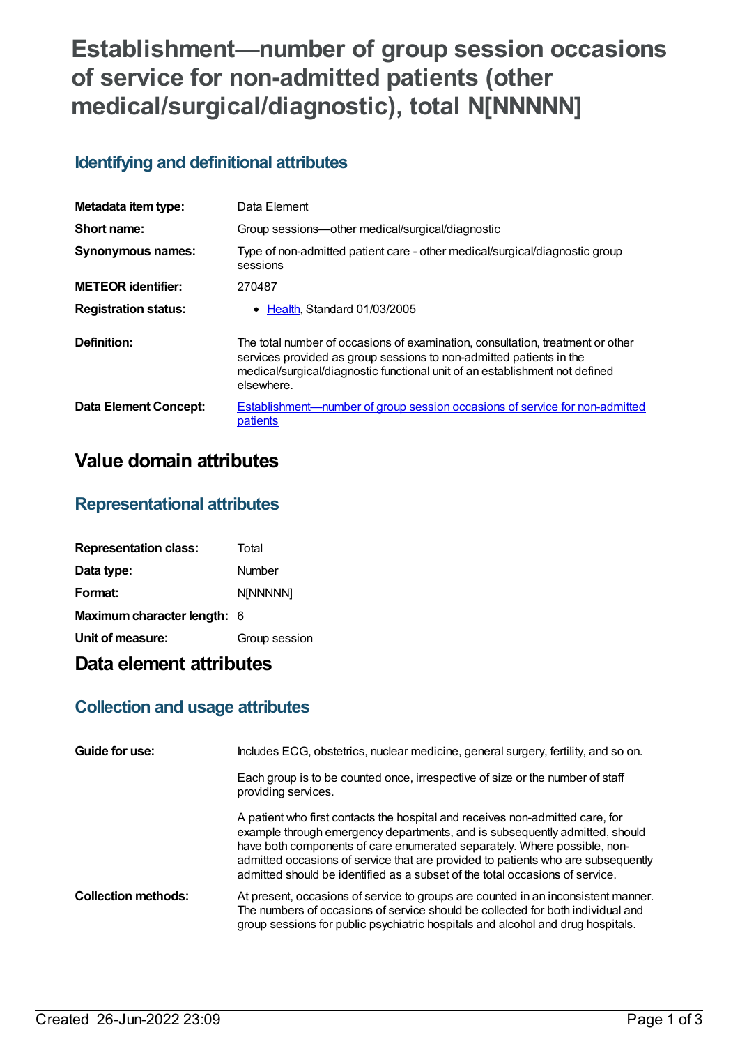# Establishment—number of group session occasions of service for non-admitted patients (other medical/surgical/diagnostic), total N[NNNNN]

## Identifying and definitional attributes

| | |
|---|---|
| **Metadata item type:** | Data Element |
| **Short name:** | Group sessions—other medical/surgical/diagnostic |
| **Synonymous names:** | Type of non-admitted patient care - other medical/surgical/diagnostic group sessions |
| **METEOR identifier:** | 270487 |
| **Registration status:** | • Health, Standard 01/03/2005 |
| **Definition:** | The total number of occasions of examination, consultation, treatment or other services provided as group sessions to non-admitted patients in the medical/surgical/diagnostic functional unit of an establishment not defined elsewhere. |
| **Data Element Concept:** | Establishment—number of group session occasions of service for non-admitted patients |

# Value domain attributes

## Representational attributes

| | |
|---|---|
| **Representation class:** | Total |
| **Data type:** | Number |
| **Format:** | N[NNNNN] |
| **Maximum character length:** | 6 |
| **Unit of measure:** | Group session |

# Data element attributes

## Collection and usage attributes

| | |
|---|---|
| **Guide for use:** | Includes ECG, obstetrics, nuclear medicine, general surgery, fertility, and so on.<br><br>Each group is to be counted once, irrespective of size or the number of staff providing services.<br><br>A patient who first contacts the hospital and receives non-admitted care, for example through emergency departments, and is subsequently admitted, should have both components of care enumerated separately. Where possible, non-admitted occasions of service that are provided to patients who are subsequently admitted should be identified as a subset of the total occasions of service. |
| **Collection methods:** | At present, occasions of service to groups are counted in an inconsistent manner. The numbers of occasions of service should be collected for both individual and group sessions for public psychiatric hospitals and alcohol and drug hospitals. |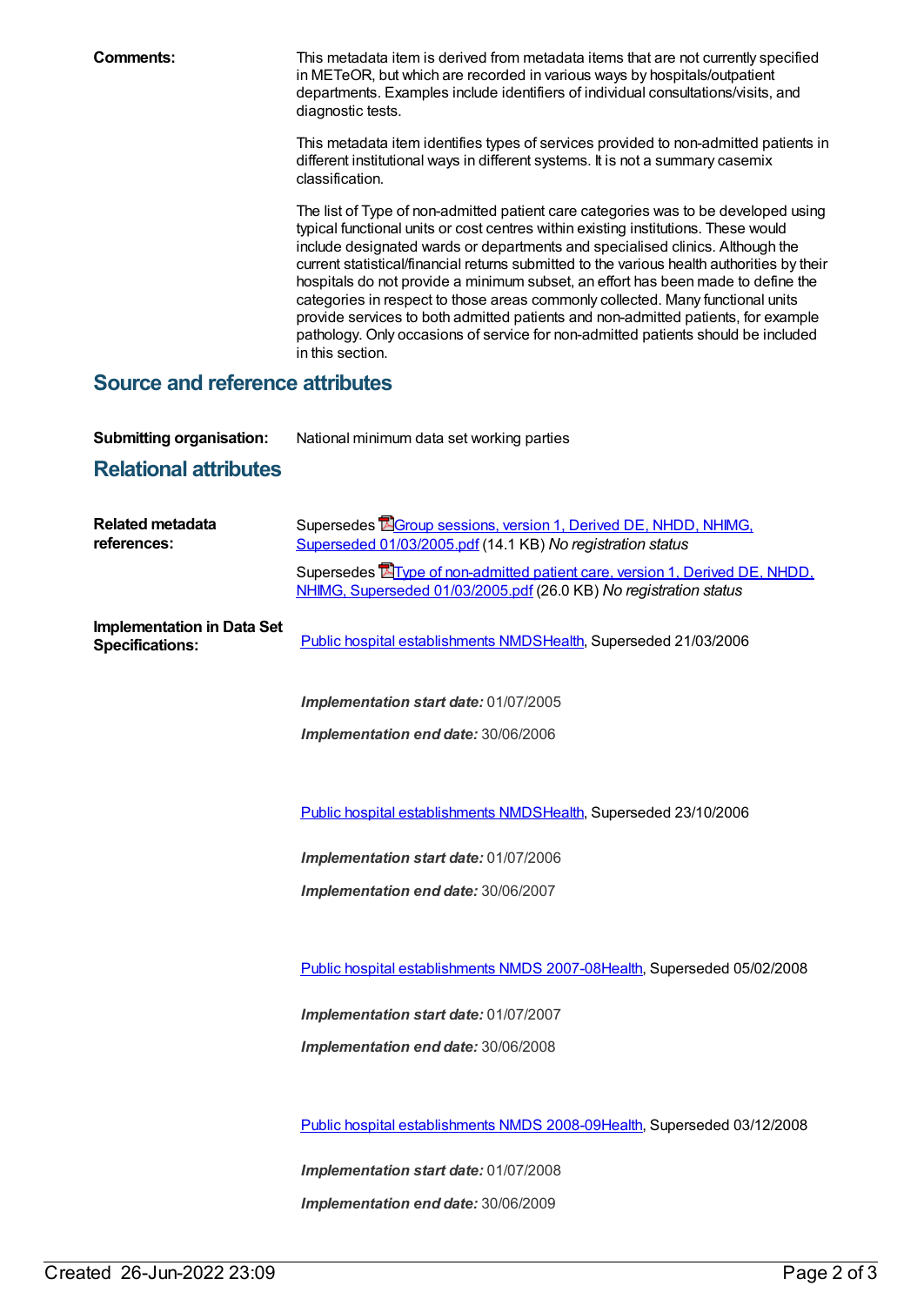**Comments:**

This metadata item is derived from metadata items that are not currently specified in METeOR, but which are recorded in various ways by hospitals/outpatient departments. Examples include identifiers of individual consultations/visits, and diagnostic tests.

This metadata item identifies types of services provided to non-admitted patients in different institutional ways in different systems. It is not a summary casemix classification.

The list of Type of non-admitted patient care categories was to be developed using typical functional units or cost centres within existing institutions. These would include designated wards or departments and specialised clinics. Although the current statistical/financial returns submitted to the various health authorities by their hospitals do not provide a minimum subset, an effort has been made to define the categories in respect to those areas commonly collected. Many functional units provide services to both admitted patients and non-admitted patients, for example pathology. Only occasions of service for non-admitted patients should be included in this section.

## Source and reference attributes

**Submitting organisation:** National minimum data set working parties

## Relational attributes

**Related metadata references:**

Supersedes Group sessions, version 1, Derived DE, NHDD, NHIMG, Superseded 01/03/2005.pdf (14.1 KB) *No registration status*

Supersedes Type of non-admitted patient care, version 1, Derived DE, NHDD, NHIMG, Superseded 01/03/2005.pdf (26.0 KB) *No registration status*

**Implementation in Data Set Specifications:**

Public hospital establishments NMDSHealth, Superseded 21/03/2006

***Implementation start date:*** 01/07/2005

***Implementation end date:*** 30/06/2006

Public hospital establishments NMDSHealth, Superseded 23/10/2006

***Implementation start date:*** 01/07/2006

***Implementation end date:*** 30/06/2007

Public hospital establishments NMDS 2007-08Health, Superseded 05/02/2008

***Implementation start date:*** 01/07/2007

***Implementation end date:*** 30/06/2008

Public hospital establishments NMDS 2008-09Health, Superseded 03/12/2008

***Implementation start date:*** 01/07/2008

***Implementation end date:*** 30/06/2009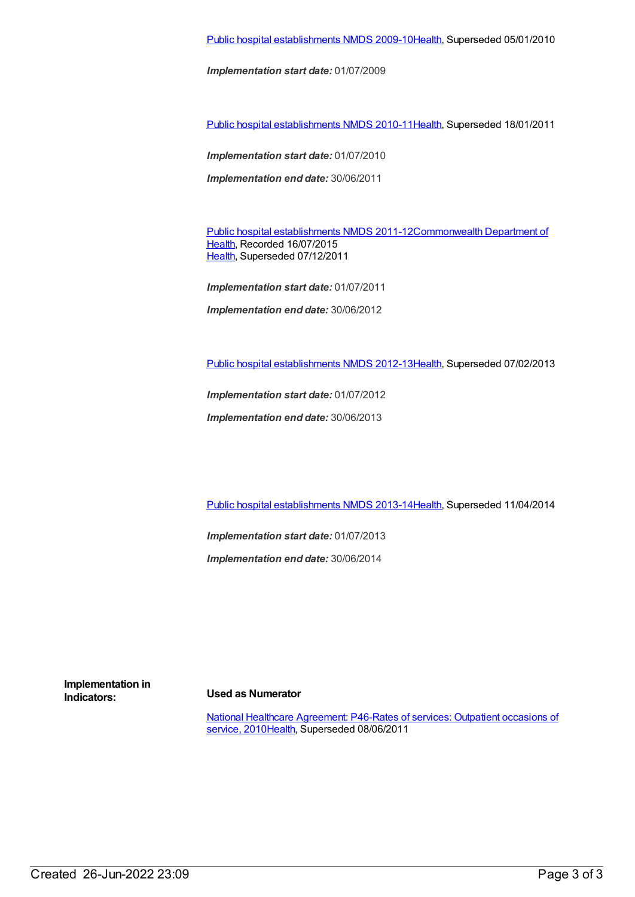Public hospital establishments NMDS 2009-10Health, Superseded 05/01/2010

***Implementation start date:*** 01/07/2009

Public hospital establishments NMDS 2010-11Health, Superseded 18/01/2011

***Implementation start date:*** 01/07/2010

***Implementation end date:*** 30/06/2011

Public hospital establishments NMDS 2011-12Commonwealth Department of Health, Recorded 16/07/2015
Health, Superseded 07/12/2011

***Implementation start date:*** 01/07/2011

***Implementation end date:*** 30/06/2012

Public hospital establishments NMDS 2012-13Health, Superseded 07/02/2013

***Implementation start date:*** 01/07/2012

***Implementation end date:*** 30/06/2013

Public hospital establishments NMDS 2013-14Health, Superseded 11/04/2014

***Implementation start date:*** 01/07/2013

***Implementation end date:*** 30/06/2014

**Implementation in Indicators:**

**Used as Numerator**

National Healthcare Agreement: P46-Rates of services: Outpatient occasions of service, 2010Health, Superseded 08/06/2011